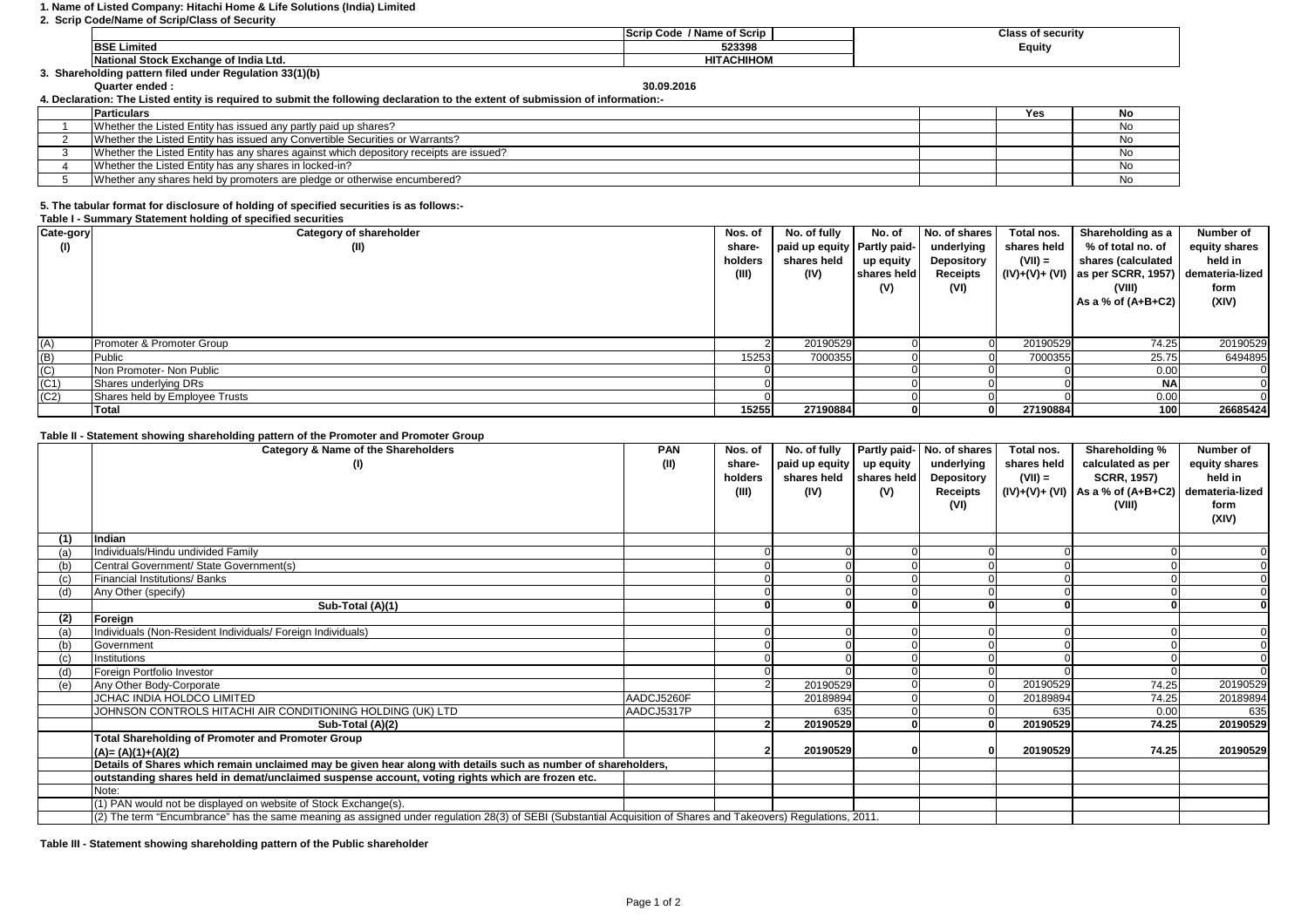1. Name of Listed Company: Hitachi Home & Life Solutions (India) Limited

2. Scrip Code/Name of Scrip/Class of Security

| | Scrip Code / Name of Scrip | Class of security |
|---|---|---|
| BSE Limited | 523398 | Equity |
| National Stock Exchange of India Ltd. | HITACHIHOM | |

3. Shareholding pattern filed under Regulation 33(1)(b)

Quarter ended : 30.09.2016

4. Declaration: The Listed entity is required to submit the following declaration to the extent of submission of information:-

| | Particulars | | Yes | No |
|---|---|---|---|---|
| 1 | Whether the Listed Entity has issued any partly paid up shares? | | | No |
| 2 | Whether the Listed Entity has issued any Convertible Securities or Warrants? | | | No |
| 3 | Whether the Listed Entity has any shares against which depository receipts are issued? | | | No |
| 4 | Whether the Listed Entity has any shares in locked-in? | | | No |
| 5 | Whether any shares held by promoters are pledge or otherwise encumbered? | | | No |

5. The tabular format for disclosure of holding of specified securities is as follows:-

**Table I - Summary Statement holding of specified securities**

| Cate-gory (I) | Category of shareholder (II) | Nos. of share-holders (III) | No. of fully paid up equity shares held (IV) | No. of Partly paid-up equity shares held (V) | No. of shares underlying Depository Receipts (VI) | Total nos. shares held (VII) = (IV)+(V)+ (VI) | Shareholding as a % of total no. of shares (calculated as per SCRR, 1957) (VIII) As a % of (A+B+C2) | Number of equity shares held in demateria-lized form (XIV) |
|---|---|---|---|---|---|---|---|---|
| (A) | Promoter & Promoter Group | 2 | 20190529 | 0 | 0 | 20190529 | 74.25 | 20190529 |
| (B) | Public | 15253 | 7000355 | 0 | 0 | 7000355 | 25.75 | 6494895 |
| (C) | Non Promoter- Non Public | 0 | | 0 | 0 | 0 | 0.00 | 0 |
| (C1) | Shares underlying DRs | 0 | | 0 | 0 | 0 | NA | 0 |
| (C2) | Shares held by Employee Trusts | 0 | | 0 | 0 | 0 | 0.00 | 0 |
| | **Total** | **15255** | **27190884** | **0** | **0** | **27190884** | **100** | **26685424** |

**Table II - Statement showing shareholding pattern of the Promoter and Promoter Group**

| | Category & Name of the Shareholders (I) | PAN (II) | Nos. of share-holders (III) | No. of fully paid up equity shares held (IV) | Partly paid-up equity shares held (V) | No. of shares underlying Depository Receipts (VI) | Total nos. shares held (VII) = (IV)+(V)+ (VI) | Shareholding % calculated as per SCRR, 1957) As a % of (A+B+C2) (VIII) | Number of equity shares held in demateria-lized form (XIV) |
|---|---|---|---|---|---|---|---|---|---|
| **(1)** | **Indian** | | | | | | | | |
| (a) | Individuals/Hindu undivided Family | | 0 | 0 | 0 | 0 | 0 | 0 | 0 |
| (b) | Central Government/ State Government(s) | | 0 | 0 | 0 | 0 | 0 | 0 | 0 |
| (c) | Financial Institutions/ Banks | | 0 | 0 | 0 | 0 | 0 | 0 | 0 |
| (d) | Any Other (specify) | | 0 | 0 | 0 | 0 | 0 | 0 | 0 |
| | **Sub-Total (A)(1)** | | **0** | **0** | **0** | **0** | **0** | **0** | **0** |
| **(2)** | **Foreign** | | | | | | | | |
| (a) | Individuals (Non-Resident Individuals/ Foreign Individuals) | | 0 | 0 | 0 | 0 | 0 | 0 | 0 |
| (b) | Government | | 0 | 0 | 0 | 0 | 0 | 0 | 0 |
| (c) | Institutions | | 0 | 0 | 0 | 0 | 0 | 0 | 0 |
| (d) | Foreign Portfolio Investor | | 0 | 0 | 0 | 0 | 0 | 0 | 0 |
| (e) | Any Other Body-Corporate | | 2 | 20190529 | 0 | 0 | 20190529 | 74.25 | 20190529 |
| | JCHAC INDIA HOLDCO LIMITED | AADCJ5260F | | 20189894 | 0 | 0 | 20189894 | 74.25 | 20189894 |
| | JOHNSON CONTROLS HITACHI AIR CONDITIONING HOLDING (UK) LTD | AADCJ5317P | | 635 | 0 | 0 | 635 | 0.00 | 635 |
| | **Sub-Total (A)(2)** | | **2** | **20190529** | **0** | **0** | **20190529** | **74.25** | **20190529** |
| | **Total Shareholding of Promoter and Promoter Group (A)= (A)(1)+(A)(2)** | | **2** | **20190529** | **0** | **0** | **20190529** | **74.25** | **20190529** |
| | **Details of Shares which remain unclaimed may be given hear along with details such as number of shareholders, outstanding shares held in demat/unclaimed suspense account, voting rights which are frozen etc.** | | | | | | | | |
| | Note: | | | | | | | | |
| | (1) PAN would not be displayed on website of Stock Exchange(s). | | | | | | | | |
| | (2) The term "Encumbrance" has the same meaning as assigned under regulation 28(3) of SEBI (Substantial Acquisition of Shares and Takeovers) Regulations, 2011. | | | | | | | | |

**Table III - Statement showing shareholding pattern of the Public shareholder**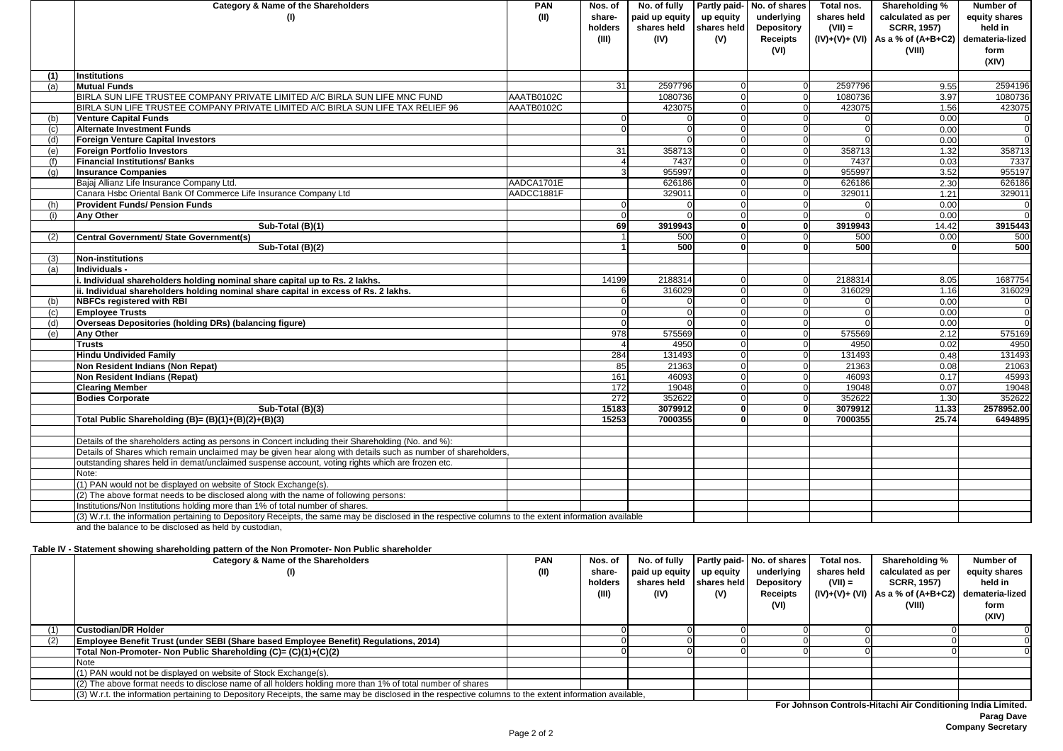| | Category & Name of the Shareholders (I) | PAN (II) | Nos. of share-holders (III) | No. of fully paid up equity shares held (IV) | Partly paid-up equity shares held (V) | No. of shares underlying Depository Receipts (VI) | Total nos. shares held (VII) = (IV)+(V)+ (VI) | Shareholding % calculated as per SCRR, 1957) As a % of (A+B+C2) (VIII) | Number of equity shares held in demateria-lized form (XIV) |
|---|---|---|---|---|---|---|---|---|---|
| (1) | **Institutions** | | | | | | | | |
| (a) | **Mutual Funds** | | 31 | 2597796 | 0 | 0 | 2597796 | 9.55 | 2594196 |
| | BIRLA SUN LIFE TRUSTEE COMPANY PRIVATE LIMITED A/C BIRLA SUN LIFE MNC FUND | AAATB0102C | | 1080736 | 0 | 0 | 1080736 | 3.97 | 1080736 |
| | BIRLA SUN LIFE TRUSTEE COMPANY PRIVATE LIMITED A/C BIRLA SUN LIFE TAX RELIEF 96 | AAATB0102C | | 423075 | 0 | 0 | 423075 | 1.56 | 423075 |
| (b) | **Venture Capital Funds** | | 0 | 0 | 0 | 0 | 0 | 0.00 | 0 |
| (c) | **Alternate Investment Funds** | | 0 | 0 | 0 | 0 | 0 | 0.00 | 0 |
| (d) | **Foreign Venture Capital Investors** | | | 0 | 0 | 0 | 0 | 0.00 | 0 |
| (e) | **Foreign Portfolio Investors** | | 31 | 358713 | 0 | 0 | 358713 | 1.32 | 358713 |
| (f) | **Financial Institutions/ Banks** | | 4 | 7437 | 0 | 0 | 7437 | 0.03 | 7337 |
| (g) | **Insurance Companies** | | 3 | 955997 | 0 | 0 | 955997 | 3.52 | 955197 |
| | Bajaj Allianz Life Insurance Company Ltd. | AADCA1701E | | 626186 | 0 | 0 | 626186 | 2.30 | 626186 |
| | Canara Hsbc Oriental Bank Of Commerce Life Insurance Company Ltd | AADCC1881F | | 329011 | 0 | 0 | 329011 | 1.21 | 329011 |
| (h) | **Provident Funds/ Pension Funds** | | 0 | 0 | 0 | 0 | 0 | 0.00 | 0 |
| (i) | **Any Other** | | 0 | 0 | 0 | 0 | 0 | 0.00 | 0 |
| | **Sub-Total (B)(1)** | | **69** | **3919943** | **0** | **0** | **3919943** | 14.42 | **3915443** |
| (2) | **Central Government/ State Government(s)** | | 1 | 500 | 0 | 0 | 500 | 0.00 | 500 |
| | **Sub-Total (B)(2)** | | **1** | **500** | **0** | **0** | **500** | **0** | **500** |
| (3) | **Non-institutions** | | | | | | | | |
| (a) | **Individuals -** | | | | | | | | |
| | **i. Individual shareholders holding nominal share capital up to Rs. 2 lakhs.** | | 14199 | 2188314 | 0 | 0 | 2188314 | 8.05 | 1687754 |
| | **ii. Individual shareholders holding nominal share capital in excess of Rs. 2 lakhs.** | | 6 | 316029 | 0 | 0 | 316029 | 1.16 | 316029 |
| (b) | **NBFCs registered with RBI** | | 0 | 0 | 0 | 0 | 0 | 0.00 | 0 |
| (c) | **Employee Trusts** | | 0 | 0 | 0 | 0 | 0 | 0.00 | 0 |
| (d) | **Overseas Depositories (holding DRs) (balancing figure)** | | 0 | 0 | 0 | 0 | 0 | 0.00 | 0 |
| (e) | **Any Other** | | 978 | 575569 | 0 | 0 | 575569 | 2.12 | 575169 |
| | **Trusts** | | 4 | 4950 | 0 | 0 | 4950 | 0.02 | 4950 |
| | **Hindu Undivided Family** | | 284 | 131493 | 0 | 0 | 131493 | 0.48 | 131493 |
| | **Non Resident Indians (Non Repat)** | | 85 | 21363 | 0 | 0 | 21363 | 0.08 | 21063 |
| | **Non Resident Indians (Repat)** | | 161 | 46093 | 0 | 0 | 46093 | 0.17 | 45993 |
| | **Clearing Member** | | 172 | 19048 | 0 | 0 | 19048 | 0.07 | 19048 |
| | **Bodies Corporate** | | 272 | 352622 | 0 | 0 | 352622 | 1.30 | 352622 |
| | **Sub-Total (B)(3)** | | **15183** | **3079912** | **0** | **0** | **3079912** | **11.33** | **2578952.00** |
| | **Total Public Shareholding (B)= (B)(1)+(B)(2)+(B)(3)** | | **15253** | **7000355** | **0** | **0** | **7000355** | **25.74** | **6494895** |

Details of the shareholders acting as persons in Concert including their Shareholding (No. and %):

Details of Shares which remain unclaimed may be given hear along with details such as number of shareholders, outstanding shares held in demat/unclaimed suspense account, voting rights which are frozen etc.

Note:

(1) PAN would not be displayed on website of Stock Exchange(s).

(2) The above format needs to be disclosed along with the name of following persons: Institutions/Non Institutions holding more than 1% of total number of shares.

(3) W.r.t. the information pertaining to Depository Receipts, the same may be disclosed in the respective columns to the extent information available and the balance to be disclosed as held by custodian,

**Table IV - Statement showing shareholding pattern of the Non Promoter- Non Public shareholder**

| | Category & Name of the Shareholders (I) | PAN (II) | Nos. of share-holders (III) | No. of fully paid up equity shares held (IV) | Partly paid-up equity shares held (V) | No. of shares underlying Depository Receipts (VI) | Total nos. shares held (VII) = (IV)+(V)+ (VI) | Shareholding % calculated as per SCRR, 1957) As a % of (A+B+C2) (VIII) | Number of equity shares held in demateria-lized form (XIV) |
|---|---|---|---|---|---|---|---|---|---|
| (1) | **Custodian/DR Holder** | | 0 | 0 | 0 | 0 | 0 | 0 | 0 |
| (2) | **Employee Benefit Trust (under SEBI (Share based Employee Benefit) Regulations, 2014)** | | 0 | 0 | 0 | 0 | 0 | 0 | 0 |
| | **Total Non-Promoter- Non Public Shareholding (C)= (C)(1)+(C)(2)** | | 0 | 0 | 0 | 0 | 0 | 0 | 0 |

Note

(1) PAN would not be displayed on website of Stock Exchange(s).

(2) The above format needs to disclose name of all holders holding more than 1% of total number of shares

(3) W.r.t. the information pertaining to Depository Receipts, the same may be disclosed in the respective columns to the extent information available,

**For Johnson Controls-Hitachi Air Conditioning India Limited.**

**Parag Dave**

**Company Secretary**